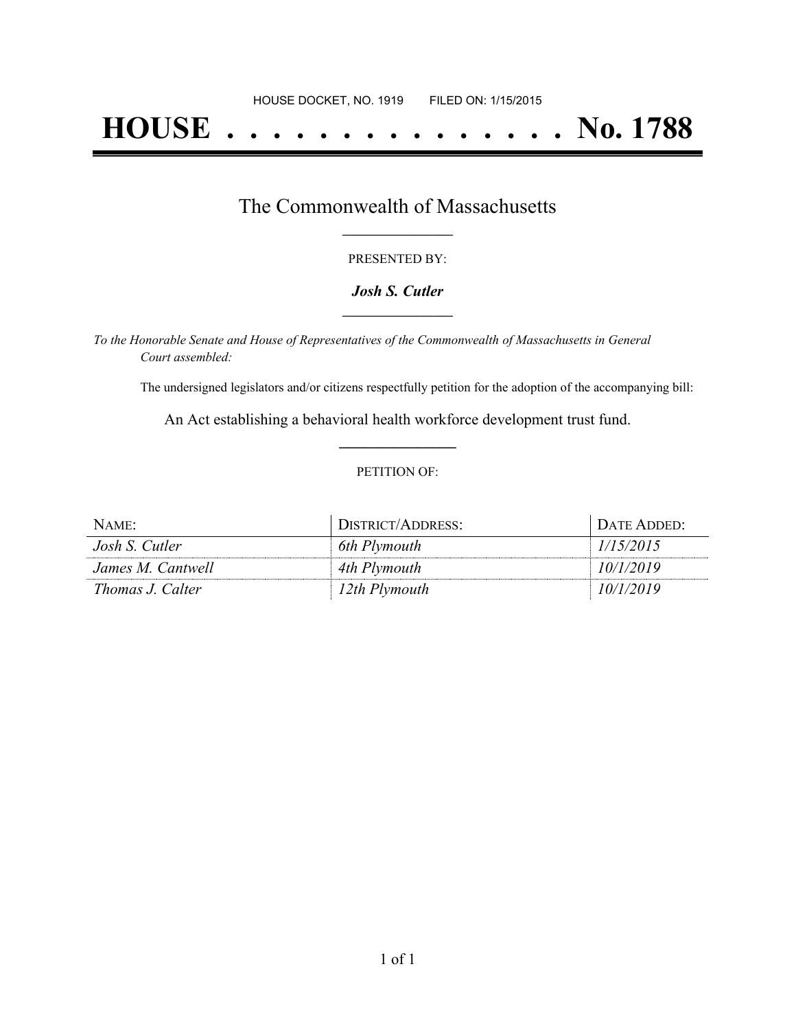HOUSE DOCKET, NO. 1919 FILED ON: 1/15/2015

# HOUSE . . . . . . . . . . . . . . . No. 1788

## The Commonwealth of Massachusetts

PRESENTED BY:

***Josh S. Cutler***

*To the Honorable Senate and House of Representatives of the Commonwealth of Massachusetts in General Court assembled:*

The undersigned legislators and/or citizens respectfully petition for the adoption of the accompanying bill:

An Act establishing a behavioral health workforce development trust fund.

PETITION OF:

| NAME: | DISTRICT/ADDRESS: | DATE ADDED: |
|---|---|---|
| *Josh S. Cutler* | *6th Plymouth* | *1/15/2015* |
| *James M. Cantwell* | *4th Plymouth* | *10/1/2019* |
| *Thomas J. Calter* | *12th Plymouth* | *10/1/2019* |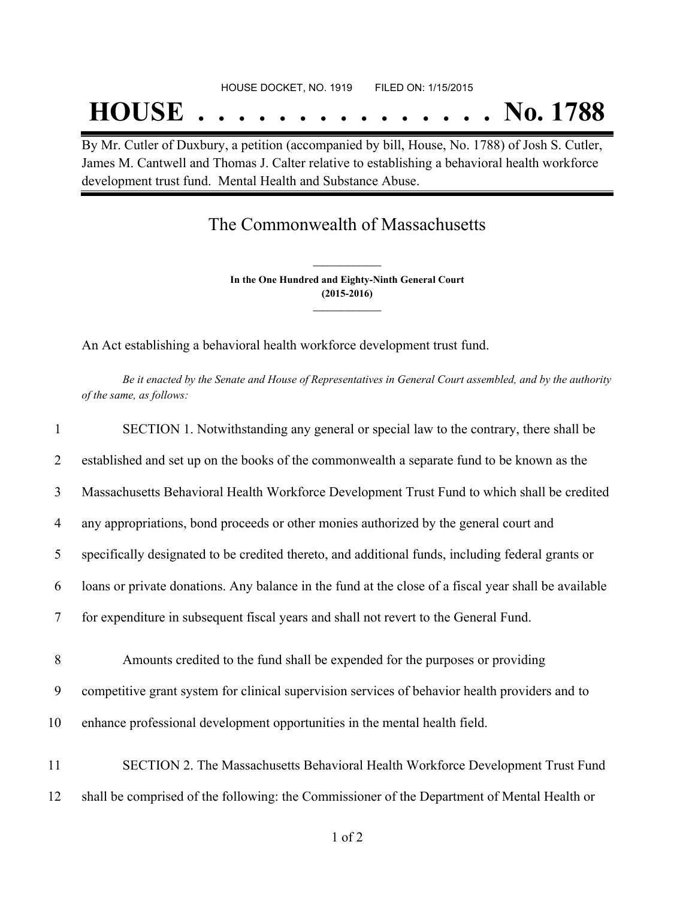HOUSE DOCKET, NO. 1919        FILED ON: 1/15/2015

# HOUSE . . . . . . . . . . . . . . . No. 1788

By Mr. Cutler of Duxbury, a petition (accompanied by bill, House, No. 1788) of Josh S. Cutler, James M. Cantwell and Thomas J. Calter relative to establishing a behavioral health workforce development trust fund. Mental Health and Substance Abuse.

## The Commonwealth of Massachusetts

**In the One Hundred and Eighty-Ninth General Court**
**(2015-2016)**

An Act establishing a behavioral health workforce development trust fund.

*Be it enacted by the Senate and House of Representatives in General Court assembled, and by the authority of the same, as follows:*

1 SECTION 1. Notwithstanding any general or special law to the contrary, there shall be
2 established and set up on the books of the commonwealth a separate fund to be known as the
3 Massachusetts Behavioral Health Workforce Development Trust Fund to which shall be credited
4 any appropriations, bond proceeds or other monies authorized by the general court and
5 specifically designated to be credited thereto, and additional funds, including federal grants or
6 loans or private donations. Any balance in the fund at the close of a fiscal year shall be available
7 for expenditure in subsequent fiscal years and shall not revert to the General Fund.

8 Amounts credited to the fund shall be expended for the purposes or providing
9 competitive grant system for clinical supervision services of behavior health providers and to
10 enhance professional development opportunities in the mental health field.

11 SECTION 2. The Massachusetts Behavioral Health Workforce Development Trust Fund
12 shall be comprised of the following: the Commissioner of the Department of Mental Health or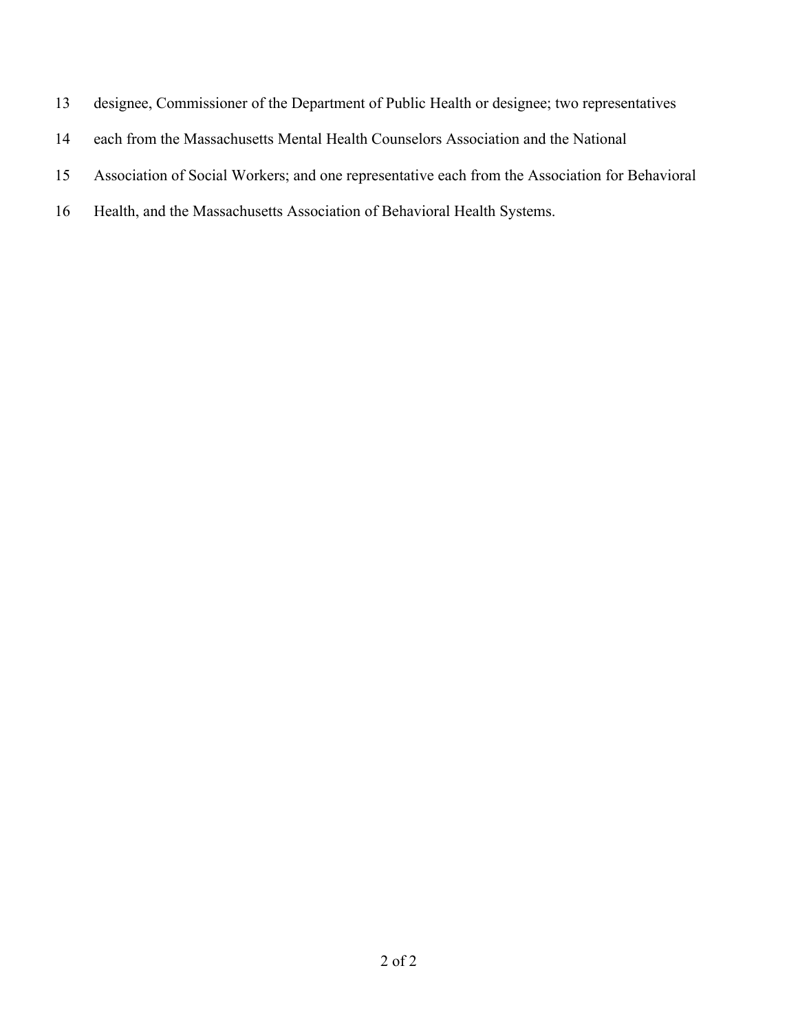designee, Commissioner of the Department of Public Health or designee; two representatives each from the Massachusetts Mental Health Counselors Association and the National Association of Social Workers; and one representative each from the Association for Behavioral Health, and the Massachusetts Association of Behavioral Health Systems.